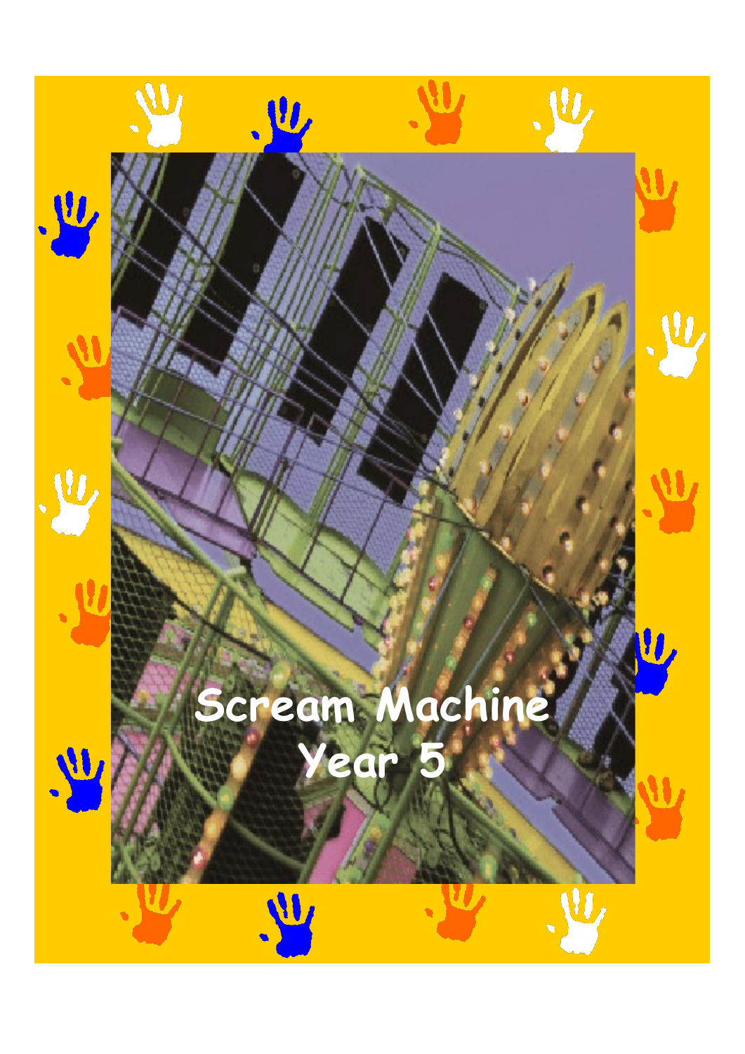# Scream Machine
## Year 5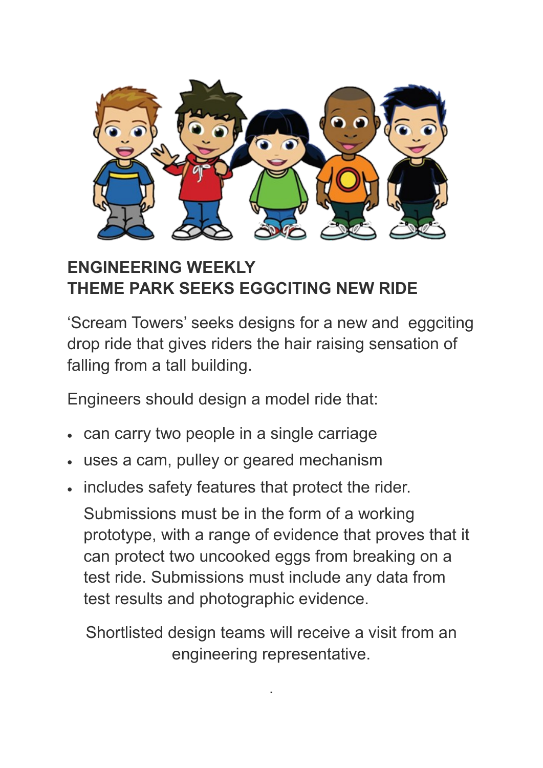**ENGINEERING WEEKLY**
**THEME PARK SEEKS EGGCITING NEW RIDE**

'Scream Towers' seeks designs for a new and eggciting drop ride that gives riders the hair raising sensation of falling from a tall building.

Engineers should design a model ride that:

- can carry two people in a single carriage
- uses a cam, pulley or geared mechanism
- includes safety features that protect the rider.

  Submissions must be in the form of a working prototype, with a range of evidence that proves that it can protect two uncooked eggs from breaking on a test ride. Submissions must include any data from test results and photographic evidence.

Shortlisted design teams will receive a visit from an engineering representative.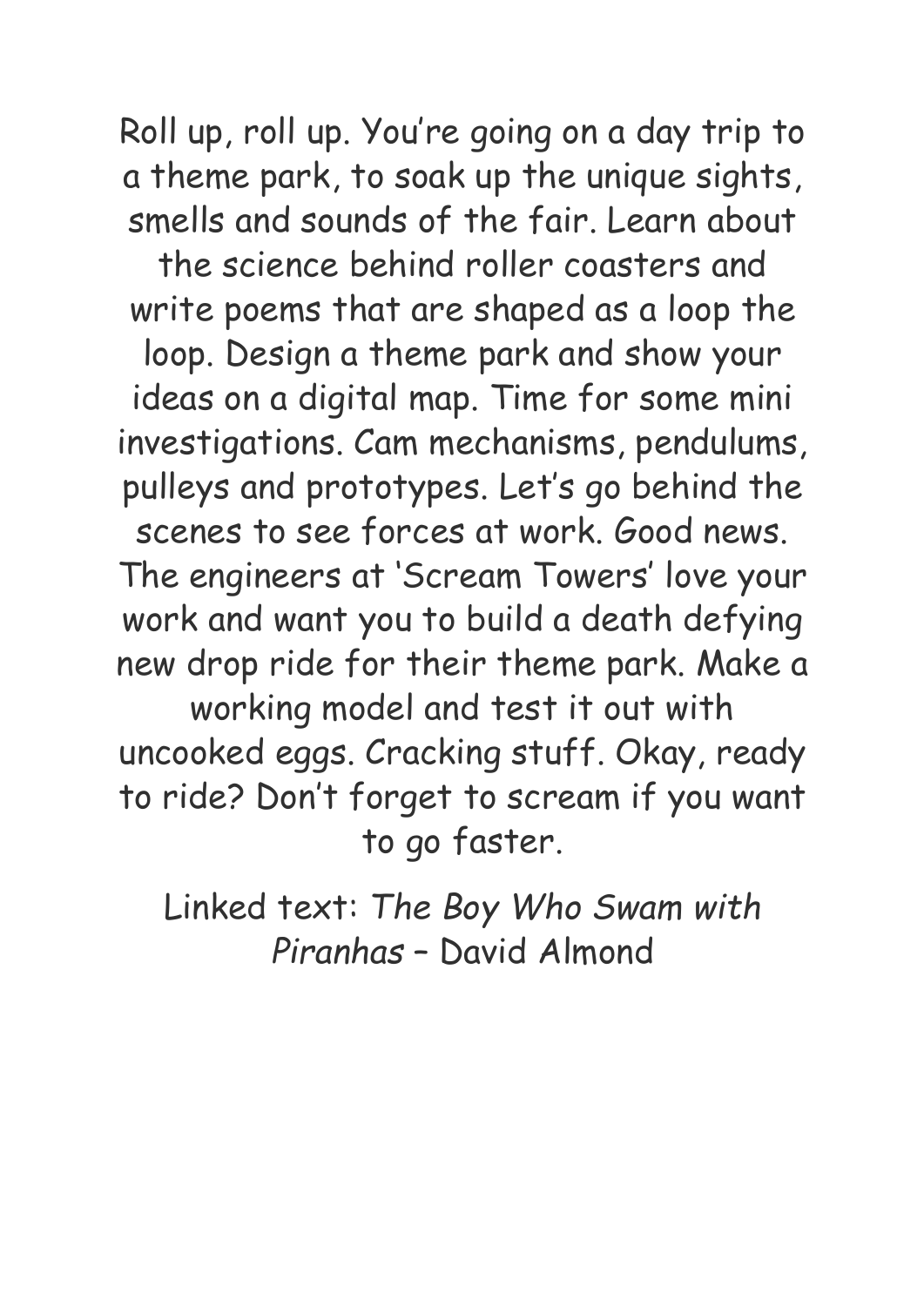Roll up, roll up. You're going on a day trip to a theme park, to soak up the unique sights, smells and sounds of the fair. Learn about the science behind roller coasters and write poems that are shaped as a loop the loop. Design a theme park and show your ideas on a digital map. Time for some mini investigations. Cam mechanisms, pendulums, pulleys and prototypes. Let's go behind the scenes to see forces at work. Good news. The engineers at 'Scream Towers' love your work and want you to build a death defying new drop ride for their theme park. Make a working model and test it out with uncooked eggs. Cracking stuff. Okay, ready to ride? Don't forget to scream if you want to go faster.

Linked text: *The Boy Who Swam with Piranhas* – David Almond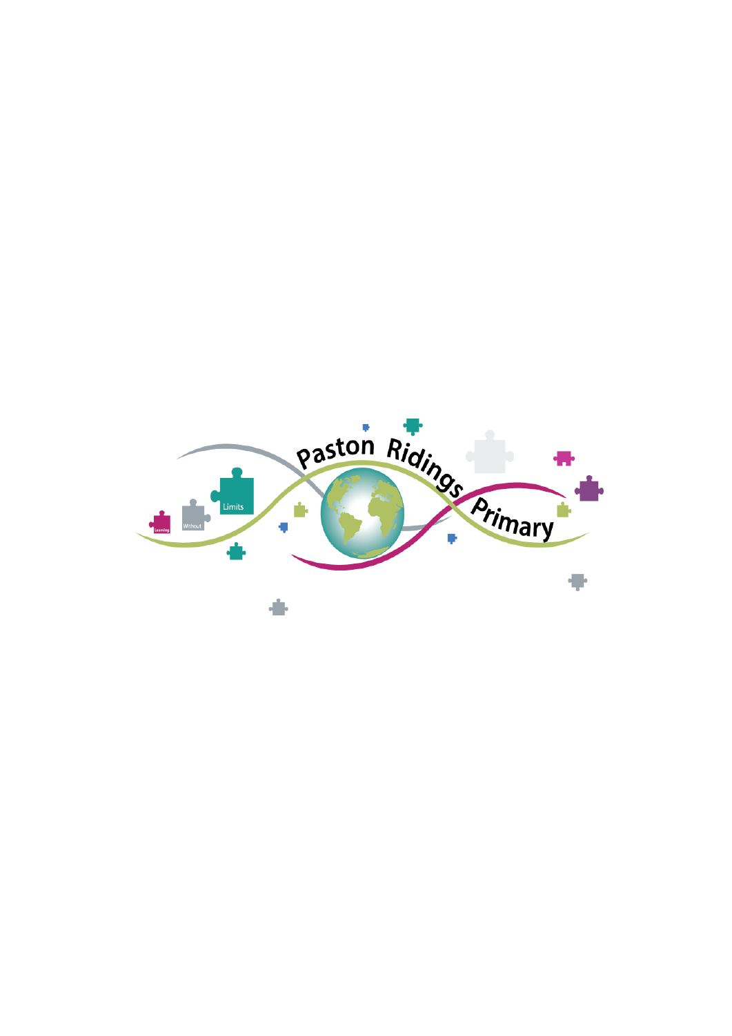Paston Ridings Primary

Learning Without Limits